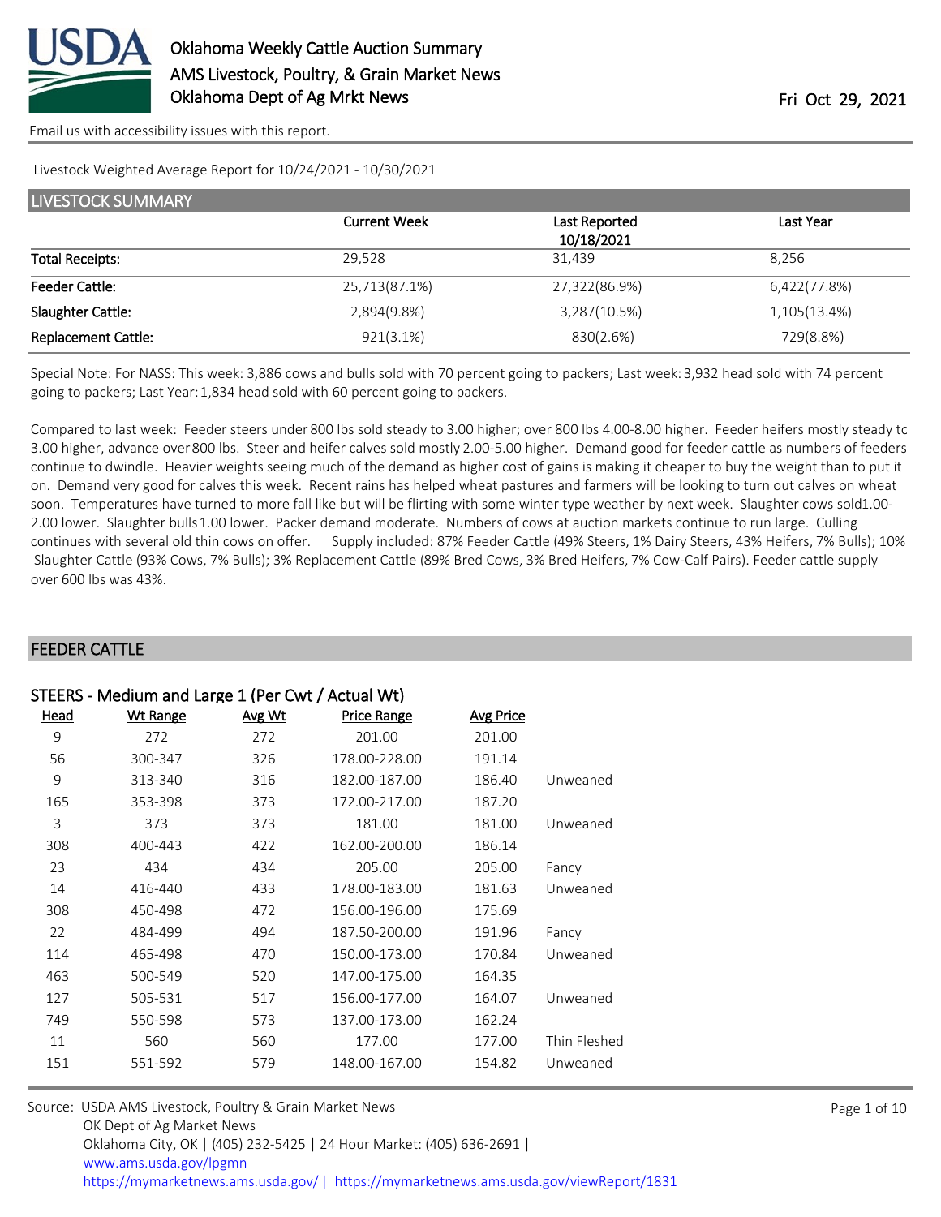# Oklahoma Weekly Cattle Auction Summary

AMS Livestock, Poultry, & Grain Market News

Oklahoma Dept of Ag Mrkt News

Fri Oct 29, 2021

Email us with accessibility issues with this report.

Livestock Weighted Average Report for 10/24/2021 - 10/30/2021

## LIVESTOCK SUMMARY

| | Current Week | Last Reported 10/18/2021 | Last Year |
|---|---|---|---|
| Total Receipts: | 29,528 | 31,439 | 8,256 |
| Feeder Cattle: | 25,713(87.1%) | 27,322(86.9%) | 6,422(77.8%) |
| Slaughter Cattle: | 2,894(9.8%) | 3,287(10.5%) | 1,105(13.4%) |
| Replacement Cattle: | 921(3.1%) | 830(2.6%) | 729(8.8%) |

Special Note: For NASS: This week: 3,886 cows and bulls sold with 70 percent going to packers; Last week: 3,932 head sold with 74 percent going to packers; Last Year: 1,834 head sold with 60 percent going to packers.

Compared to last week: Feeder steers under 800 lbs sold steady to 3.00 higher; over 800 lbs 4.00-8.00 higher. Feeder heifers mostly steady to 3.00 higher, advance over 800 lbs. Steer and heifer calves sold mostly 2.00-5.00 higher. Demand good for feeder cattle as numbers of feeders continue to dwindle. Heavier weights seeing much of the demand as higher cost of gains is making it cheaper to buy the weight than to put it on. Demand very good for calves this week. Recent rains has helped wheat pastures and farmers will be looking to turn out calves on wheat soon. Temperatures have turned to more fall like but will be flirting with some winter type weather by next week. Slaughter cows sold 1.00-2.00 lower. Slaughter bulls 1.00 lower. Packer demand moderate. Numbers of cows at auction markets continue to run large. Culling continues with several old thin cows on offer. Supply included: 87% Feeder Cattle (49% Steers, 1% Dairy Steers, 43% Heifers, 7% Bulls); 10% Slaughter Cattle (93% Cows, 7% Bulls); 3% Replacement Cattle (89% Bred Cows, 3% Bred Heifers, 7% Cow-Calf Pairs). Feeder cattle supply over 600 lbs was 43%.

## FEEDER CATTLE

### STEERS - Medium and Large 1 (Per Cwt / Actual Wt)

| Head | Wt Range | Avg Wt | Price Range | Avg Price | |
|---|---|---|---|---|---|
| 9 | 272 | 272 | 201.00 | 201.00 | |
| 56 | 300-347 | 326 | 178.00-228.00 | 191.14 | |
| 9 | 313-340 | 316 | 182.00-187.00 | 186.40 | Unweaned |
| 165 | 353-398 | 373 | 172.00-217.00 | 187.20 | |
| 3 | 373 | 373 | 181.00 | 181.00 | Unweaned |
| 308 | 400-443 | 422 | 162.00-200.00 | 186.14 | |
| 23 | 434 | 434 | 205.00 | 205.00 | Fancy |
| 14 | 416-440 | 433 | 178.00-183.00 | 181.63 | Unweaned |
| 308 | 450-498 | 472 | 156.00-196.00 | 175.69 | |
| 22 | 484-499 | 494 | 187.50-200.00 | 191.96 | Fancy |
| 114 | 465-498 | 470 | 150.00-173.00 | 170.84 | Unweaned |
| 463 | 500-549 | 520 | 147.00-175.00 | 164.35 | |
| 127 | 505-531 | 517 | 156.00-177.00 | 164.07 | Unweaned |
| 749 | 550-598 | 573 | 137.00-173.00 | 162.24 | |
| 11 | 560 | 560 | 177.00 | 177.00 | Thin Fleshed |
| 151 | 551-592 | 579 | 148.00-167.00 | 154.82 | Unweaned |

Source: USDA AMS Livestock, Poultry & Grain Market News
OK Dept of Ag Market News
Oklahoma City, OK | (405) 232-5425 | 24 Hour Market: (405) 636-2691 |
www.ams.usda.gov/lpgmn
https://mymarketnews.ams.usda.gov/ | https://mymarketnews.ams.usda.gov/viewReport/1831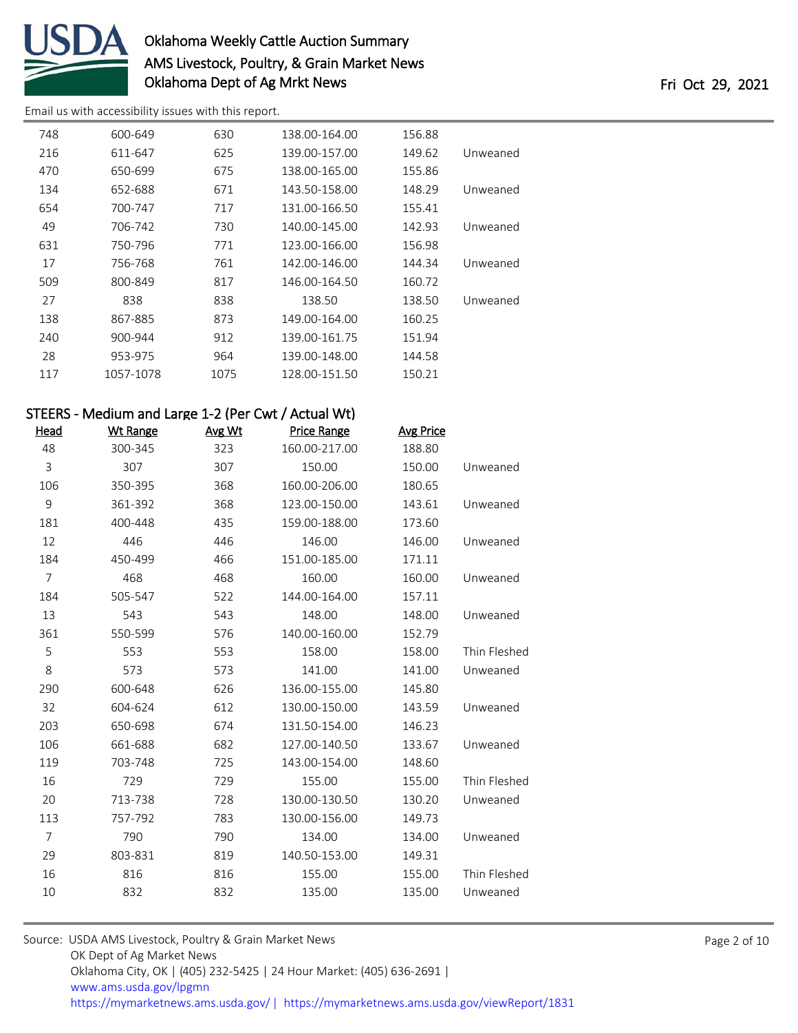| | | | | | |
|---|---|---|---|---|---|
| 748 | 600-649 | 630 | 138.00-164.00 | 156.88 | |
| 216 | 611-647 | 625 | 139.00-157.00 | 149.62 | Unweaned |
| 470 | 650-699 | 675 | 138.00-165.00 | 155.86 | |
| 134 | 652-688 | 671 | 143.50-158.00 | 148.29 | Unweaned |
| 654 | 700-747 | 717 | 131.00-166.50 | 155.41 | |
| 49 | 706-742 | 730 | 140.00-145.00 | 142.93 | Unweaned |
| 631 | 750-796 | 771 | 123.00-166.00 | 156.98 | |
| 17 | 756-768 | 761 | 142.00-146.00 | 144.34 | Unweaned |
| 509 | 800-849 | 817 | 146.00-164.50 | 160.72 | |
| 27 | 838 | 838 | 138.50 | 138.50 | Unweaned |
| 138 | 867-885 | 873 | 149.00-164.00 | 160.25 | |
| 240 | 900-944 | 912 | 139.00-161.75 | 151.94 | |
| 28 | 953-975 | 964 | 139.00-148.00 | 144.58 | |
| 117 | 1057-1078 | 1075 | 128.00-151.50 | 150.21 | |

## STEERS - Medium and Large 1-2 (Per Cwt / Actual Wt)

| Head | Wt Range | Avg Wt | Price Range | Avg Price | |
|---|---|---|---|---|---|
| 48 | 300-345 | 323 | 160.00-217.00 | 188.80 | |
| 3 | 307 | 307 | 150.00 | 150.00 | Unweaned |
| 106 | 350-395 | 368 | 160.00-206.00 | 180.65 | |
| 9 | 361-392 | 368 | 123.00-150.00 | 143.61 | Unweaned |
| 181 | 400-448 | 435 | 159.00-188.00 | 173.60 | |
| 12 | 446 | 446 | 146.00 | 146.00 | Unweaned |
| 184 | 450-499 | 466 | 151.00-185.00 | 171.11 | |
| 7 | 468 | 468 | 160.00 | 160.00 | Unweaned |
| 184 | 505-547 | 522 | 144.00-164.00 | 157.11 | |
| 13 | 543 | 543 | 148.00 | 148.00 | Unweaned |
| 361 | 550-599 | 576 | 140.00-160.00 | 152.79 | |
| 5 | 553 | 553 | 158.00 | 158.00 | Thin Fleshed |
| 8 | 573 | 573 | 141.00 | 141.00 | Unweaned |
| 290 | 600-648 | 626 | 136.00-155.00 | 145.80 | |
| 32 | 604-624 | 612 | 130.00-150.00 | 143.59 | Unweaned |
| 203 | 650-698 | 674 | 131.50-154.00 | 146.23 | |
| 106 | 661-688 | 682 | 127.00-140.50 | 133.67 | Unweaned |
| 119 | 703-748 | 725 | 143.00-154.00 | 148.60 | |
| 16 | 729 | 729 | 155.00 | 155.00 | Thin Fleshed |
| 20 | 713-738 | 728 | 130.00-130.50 | 130.20 | Unweaned |
| 113 | 757-792 | 783 | 130.00-156.00 | 149.73 | |
| 7 | 790 | 790 | 134.00 | 134.00 | Unweaned |
| 29 | 803-831 | 819 | 140.50-153.00 | 149.31 | |
| 16 | 816 | 816 | 155.00 | 155.00 | Thin Fleshed |
| 10 | 832 | 832 | 135.00 | 135.00 | Unweaned |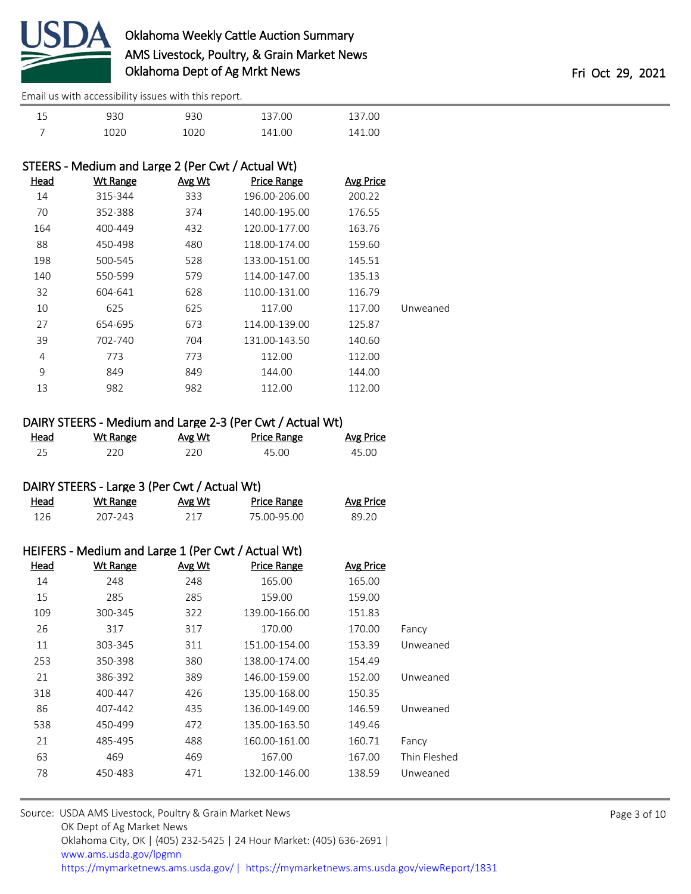| | | | | | |
|---|---|---|---|---|---|
| 15 | 930 | 930 | 137.00 | 137.00 | |
| 7 | 1020 | 1020 | 141.00 | 141.00 | |

### STEERS - Medium and Large 2 (Per Cwt / Actual Wt)

| Head | Wt Range | Avg Wt | Price Range | Avg Price | |
|---|---|---|---|---|---|
| 14 | 315-344 | 333 | 196.00-206.00 | 200.22 | |
| 70 | 352-388 | 374 | 140.00-195.00 | 176.55 | |
| 164 | 400-449 | 432 | 120.00-177.00 | 163.76 | |
| 88 | 450-498 | 480 | 118.00-174.00 | 159.60 | |
| 198 | 500-545 | 528 | 133.00-151.00 | 145.51 | |
| 140 | 550-599 | 579 | 114.00-147.00 | 135.13 | |
| 32 | 604-641 | 628 | 110.00-131.00 | 116.79 | |
| 10 | 625 | 625 | 117.00 | 117.00 | Unweaned |
| 27 | 654-695 | 673 | 114.00-139.00 | 125.87 | |
| 39 | 702-740 | 704 | 131.00-143.50 | 140.60 | |
| 4 | 773 | 773 | 112.00 | 112.00 | |
| 9 | 849 | 849 | 144.00 | 144.00 | |
| 13 | 982 | 982 | 112.00 | 112.00 | |

### DAIRY STEERS - Medium and Large 2-3 (Per Cwt / Actual Wt)

| Head | Wt Range | Avg Wt | Price Range | Avg Price |
|---|---|---|---|---|
| 25 | 220 | 220 | 45.00 | 45.00 |

### DAIRY STEERS - Large 3 (Per Cwt / Actual Wt)

| Head | Wt Range | Avg Wt | Price Range | Avg Price |
|---|---|---|---|---|
| 126 | 207-243 | 217 | 75.00-95.00 | 89.20 |

### HEIFERS - Medium and Large 1 (Per Cwt / Actual Wt)

| Head | Wt Range | Avg Wt | Price Range | Avg Price | |
|---|---|---|---|---|---|
| 14 | 248 | 248 | 165.00 | 165.00 | |
| 15 | 285 | 285 | 159.00 | 159.00 | |
| 109 | 300-345 | 322 | 139.00-166.00 | 151.83 | |
| 26 | 317 | 317 | 170.00 | 170.00 | Fancy |
| 11 | 303-345 | 311 | 151.00-154.00 | 153.39 | Unweaned |
| 253 | 350-398 | 380 | 138.00-174.00 | 154.49 | |
| 21 | 386-392 | 389 | 146.00-159.00 | 152.00 | Unweaned |
| 318 | 400-447 | 426 | 135.00-168.00 | 150.35 | |
| 86 | 407-442 | 435 | 136.00-149.00 | 146.59 | Unweaned |
| 538 | 450-499 | 472 | 135.00-163.50 | 149.46 | |
| 21 | 485-495 | 488 | 160.00-161.00 | 160.71 | Fancy |
| 63 | 469 | 469 | 167.00 | 167.00 | Thin Fleshed |
| 78 | 450-483 | 471 | 132.00-146.00 | 138.59 | Unweaned |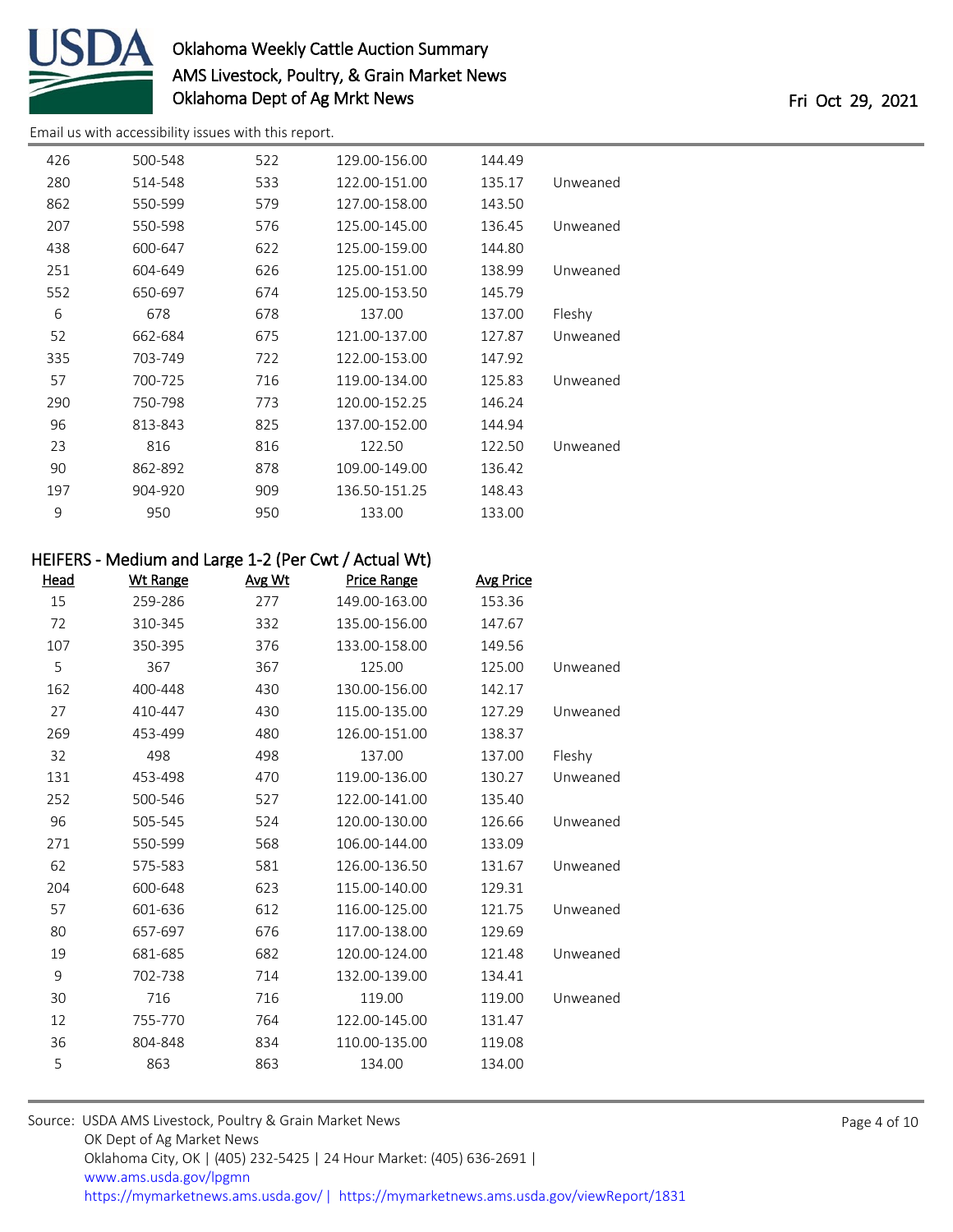| Head | Wt Range | Avg Wt | Price Range | Avg Price | |
|---|---|---|---|---|---|
| 426 | 500-548 | 522 | 129.00-156.00 | 144.49 | |
| 280 | 514-548 | 533 | 122.00-151.00 | 135.17 | Unweaned |
| 862 | 550-599 | 579 | 127.00-158.00 | 143.50 | |
| 207 | 550-598 | 576 | 125.00-145.00 | 136.45 | Unweaned |
| 438 | 600-647 | 622 | 125.00-159.00 | 144.80 | |
| 251 | 604-649 | 626 | 125.00-151.00 | 138.99 | Unweaned |
| 552 | 650-697 | 674 | 125.00-153.50 | 145.79 | |
| 6 | 678 | 678 | 137.00 | 137.00 | Fleshy |
| 52 | 662-684 | 675 | 121.00-137.00 | 127.87 | Unweaned |
| 335 | 703-749 | 722 | 122.00-153.00 | 147.92 | |
| 57 | 700-725 | 716 | 119.00-134.00 | 125.83 | Unweaned |
| 290 | 750-798 | 773 | 120.00-152.25 | 146.24 | |
| 96 | 813-843 | 825 | 137.00-152.00 | 144.94 | |
| 23 | 816 | 816 | 122.50 | 122.50 | Unweaned |
| 90 | 862-892 | 878 | 109.00-149.00 | 136.42 | |
| 197 | 904-920 | 909 | 136.50-151.25 | 148.43 | |
| 9 | 950 | 950 | 133.00 | 133.00 | |

### HEIFERS - Medium and Large 1-2 (Per Cwt / Actual Wt)

| Head | Wt Range | Avg Wt | Price Range | Avg Price | |
|---|---|---|---|---|---|
| 15 | 259-286 | 277 | 149.00-163.00 | 153.36 | |
| 72 | 310-345 | 332 | 135.00-156.00 | 147.67 | |
| 107 | 350-395 | 376 | 133.00-158.00 | 149.56 | |
| 5 | 367 | 367 | 125.00 | 125.00 | Unweaned |
| 162 | 400-448 | 430 | 130.00-156.00 | 142.17 | |
| 27 | 410-447 | 430 | 115.00-135.00 | 127.29 | Unweaned |
| 269 | 453-499 | 480 | 126.00-151.00 | 138.37 | |
| 32 | 498 | 498 | 137.00 | 137.00 | Fleshy |
| 131 | 453-498 | 470 | 119.00-136.00 | 130.27 | Unweaned |
| 252 | 500-546 | 527 | 122.00-141.00 | 135.40 | |
| 96 | 505-545 | 524 | 120.00-130.00 | 126.66 | Unweaned |
| 271 | 550-599 | 568 | 106.00-144.00 | 133.09 | |
| 62 | 575-583 | 581 | 126.00-136.50 | 131.67 | Unweaned |
| 204 | 600-648 | 623 | 115.00-140.00 | 129.31 | |
| 57 | 601-636 | 612 | 116.00-125.00 | 121.75 | Unweaned |
| 80 | 657-697 | 676 | 117.00-138.00 | 129.69 | |
| 19 | 681-685 | 682 | 120.00-124.00 | 121.48 | Unweaned |
| 9 | 702-738 | 714 | 132.00-139.00 | 134.41 | |
| 30 | 716 | 716 | 119.00 | 119.00 | Unweaned |
| 12 | 755-770 | 764 | 122.00-145.00 | 131.47 | |
| 36 | 804-848 | 834 | 110.00-135.00 | 119.08 | |
| 5 | 863 | 863 | 134.00 | 134.00 | |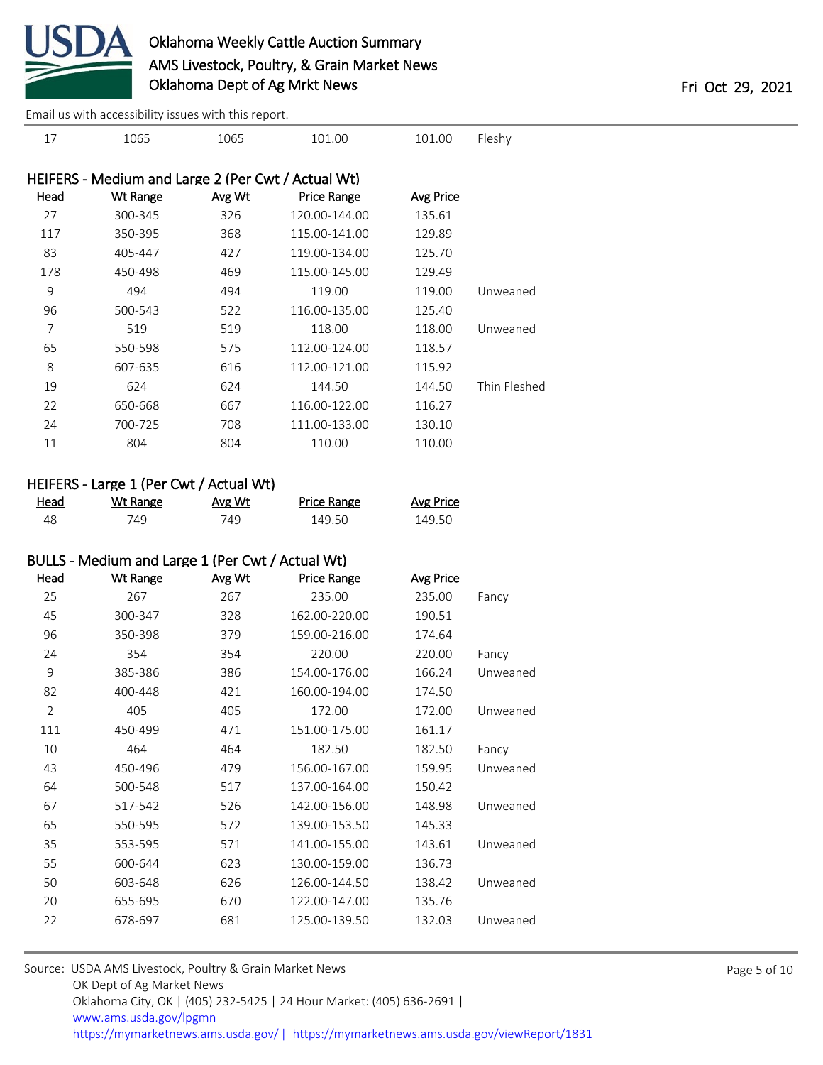| 17 | 1065 | 1065 | 101.00 | 101.00 | Fleshy |
|---|---|---|---|---|---|

## HEIFERS - Medium and Large 2 (Per Cwt / Actual Wt)

| Head | Wt Range | Avg Wt | Price Range | Avg Price | |
|---|---|---|---|---|---|
| 27 | 300-345 | 326 | 120.00-144.00 | 135.61 | |
| 117 | 350-395 | 368 | 115.00-141.00 | 129.89 | |
| 83 | 405-447 | 427 | 119.00-134.00 | 125.70 | |
| 178 | 450-498 | 469 | 115.00-145.00 | 129.49 | |
| 9 | 494 | 494 | 119.00 | 119.00 | Unweaned |
| 96 | 500-543 | 522 | 116.00-135.00 | 125.40 | |
| 7 | 519 | 519 | 118.00 | 118.00 | Unweaned |
| 65 | 550-598 | 575 | 112.00-124.00 | 118.57 | |
| 8 | 607-635 | 616 | 112.00-121.00 | 115.92 | |
| 19 | 624 | 624 | 144.50 | 144.50 | Thin Fleshed |
| 22 | 650-668 | 667 | 116.00-122.00 | 116.27 | |
| 24 | 700-725 | 708 | 111.00-133.00 | 130.10 | |
| 11 | 804 | 804 | 110.00 | 110.00 | |

## HEIFERS - Large 1 (Per Cwt / Actual Wt)

| Head | Wt Range | Avg Wt | Price Range | Avg Price |
|---|---|---|---|---|
| 48 | 749 | 749 | 149.50 | 149.50 |

## BULLS - Medium and Large 1 (Per Cwt / Actual Wt)

| Head | Wt Range | Avg Wt | Price Range | Avg Price | |
|---|---|---|---|---|---|
| 25 | 267 | 267 | 235.00 | 235.00 | Fancy |
| 45 | 300-347 | 328 | 162.00-220.00 | 190.51 | |
| 96 | 350-398 | 379 | 159.00-216.00 | 174.64 | |
| 24 | 354 | 354 | 220.00 | 220.00 | Fancy |
| 9 | 385-386 | 386 | 154.00-176.00 | 166.24 | Unweaned |
| 82 | 400-448 | 421 | 160.00-194.00 | 174.50 | |
| 2 | 405 | 405 | 172.00 | 172.00 | Unweaned |
| 111 | 450-499 | 471 | 151.00-175.00 | 161.17 | |
| 10 | 464 | 464 | 182.50 | 182.50 | Fancy |
| 43 | 450-496 | 479 | 156.00-167.00 | 159.95 | Unweaned |
| 64 | 500-548 | 517 | 137.00-164.00 | 150.42 | |
| 67 | 517-542 | 526 | 142.00-156.00 | 148.98 | Unweaned |
| 65 | 550-595 | 572 | 139.00-153.50 | 145.33 | |
| 35 | 553-595 | 571 | 141.00-155.00 | 143.61 | Unweaned |
| 55 | 600-644 | 623 | 130.00-159.00 | 136.73 | |
| 50 | 603-648 | 626 | 126.00-144.50 | 138.42 | Unweaned |
| 20 | 655-695 | 670 | 122.00-147.00 | 135.76 | |
| 22 | 678-697 | 681 | 125.00-139.50 | 132.03 | Unweaned |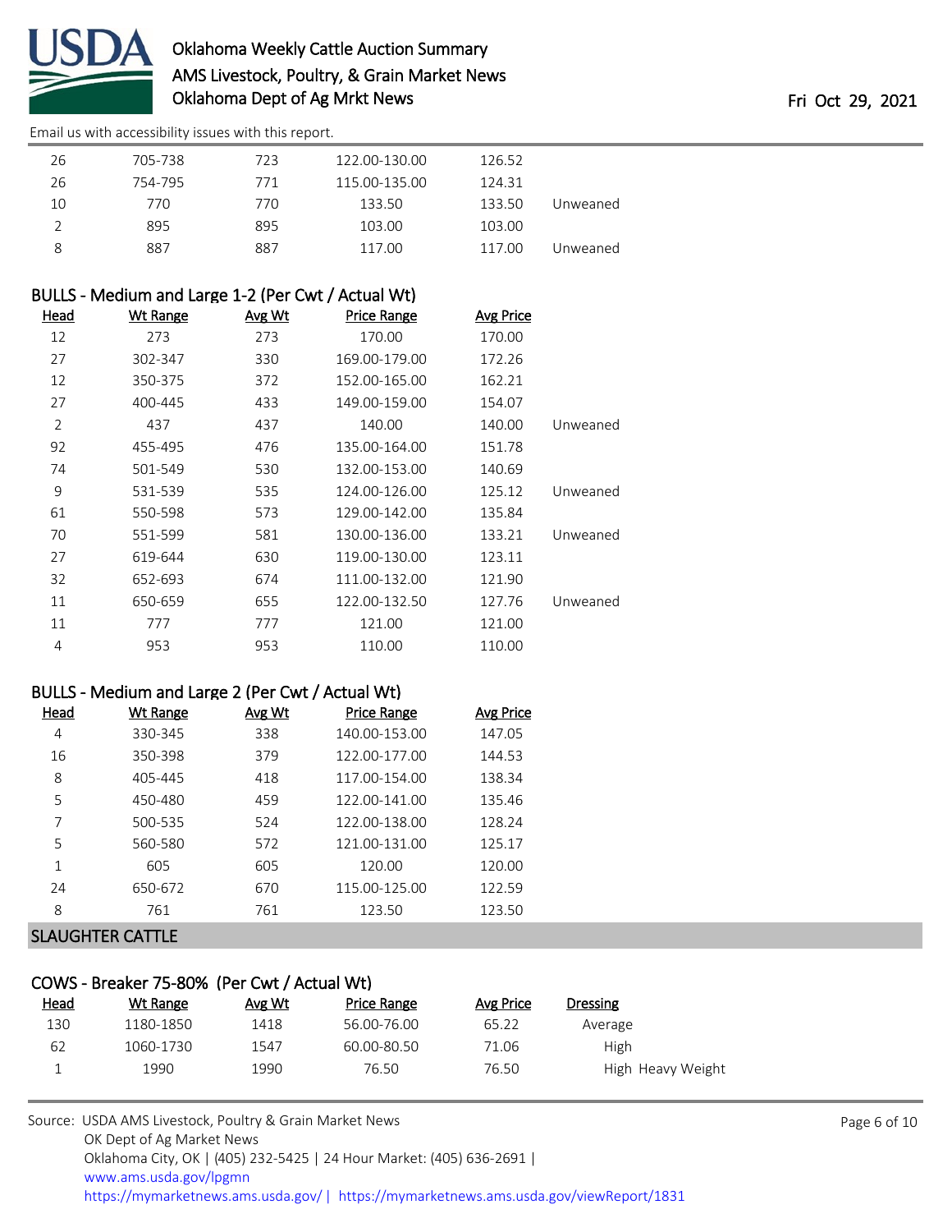| Head | Wt Range | Avg Wt | Price Range | Avg Price | |
|---|---|---|---|---|---|
| 26 | 705-738 | 723 | 122.00-130.00 | 126.52 | |
| 26 | 754-795 | 771 | 115.00-135.00 | 124.31 | |
| 10 | 770 | 770 | 133.50 | 133.50 | Unweaned |
| 2 | 895 | 895 | 103.00 | 103.00 | |
| 8 | 887 | 887 | 117.00 | 117.00 | Unweaned |

### BULLS - Medium and Large 1-2 (Per Cwt / Actual Wt)

| Head | Wt Range | Avg Wt | Price Range | Avg Price | |
|---|---|---|---|---|---|
| 12 | 273 | 273 | 170.00 | 170.00 | |
| 27 | 302-347 | 330 | 169.00-179.00 | 172.26 | |
| 12 | 350-375 | 372 | 152.00-165.00 | 162.21 | |
| 27 | 400-445 | 433 | 149.00-159.00 | 154.07 | |
| 2 | 437 | 437 | 140.00 | 140.00 | Unweaned |
| 92 | 455-495 | 476 | 135.00-164.00 | 151.78 | |
| 74 | 501-549 | 530 | 132.00-153.00 | 140.69 | |
| 9 | 531-539 | 535 | 124.00-126.00 | 125.12 | Unweaned |
| 61 | 550-598 | 573 | 129.00-142.00 | 135.84 | |
| 70 | 551-599 | 581 | 130.00-136.00 | 133.21 | Unweaned |
| 27 | 619-644 | 630 | 119.00-130.00 | 123.11 | |
| 32 | 652-693 | 674 | 111.00-132.00 | 121.90 | |
| 11 | 650-659 | 655 | 122.00-132.50 | 127.76 | Unweaned |
| 11 | 777 | 777 | 121.00 | 121.00 | |
| 4 | 953 | 953 | 110.00 | 110.00 | |

### BULLS - Medium and Large 2 (Per Cwt / Actual Wt)

| Head | Wt Range | Avg Wt | Price Range | Avg Price |
|---|---|---|---|---|
| 4 | 330-345 | 338 | 140.00-153.00 | 147.05 |
| 16 | 350-398 | 379 | 122.00-177.00 | 144.53 |
| 8 | 405-445 | 418 | 117.00-154.00 | 138.34 |
| 5 | 450-480 | 459 | 122.00-141.00 | 135.46 |
| 7 | 500-535 | 524 | 122.00-138.00 | 128.24 |
| 5 | 560-580 | 572 | 121.00-131.00 | 125.17 |
| 1 | 605 | 605 | 120.00 | 120.00 |
| 24 | 650-672 | 670 | 115.00-125.00 | 122.59 |
| 8 | 761 | 761 | 123.50 | 123.50 |

## SLAUGHTER CATTLE

### COWS - Breaker 75-80% (Per Cwt / Actual Wt)

| Head | Wt Range | Avg Wt | Price Range | Avg Price | Dressing |
|---|---|---|---|---|---|
| 130 | 1180-1850 | 1418 | 56.00-76.00 | 65.22 | Average |
| 62 | 1060-1730 | 1547 | 60.00-80.50 | 71.06 | High |
| 1 | 1990 | 1990 | 76.50 | 76.50 | High Heavy Weight |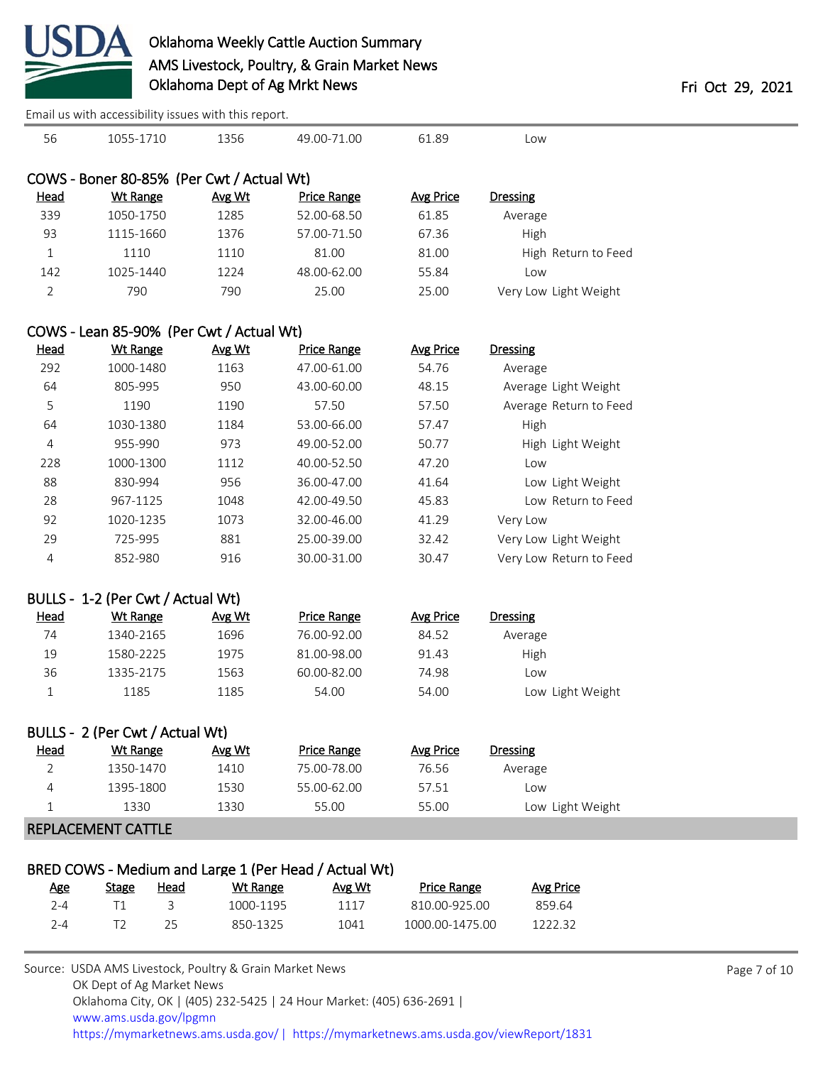| Head | Wt Range | Avg Wt | Price Range | Avg Price | Dressing |
|---|---|---|---|---|---|
| 56 | 1055-1710 | 1356 | 49.00-71.00 | 61.89 | Low |

## COWS - Boner 80-85% (Per Cwt / Actual Wt)

| Head | Wt Range | Avg Wt | Price Range | Avg Price | Dressing |
|---|---|---|---|---|---|
| 339 | 1050-1750 | 1285 | 52.00-68.50 | 61.85 | Average |
| 93 | 1115-1660 | 1376 | 57.00-71.50 | 67.36 | High |
| 1 | 1110 | 1110 | 81.00 | 81.00 | High Return to Feed |
| 142 | 1025-1440 | 1224 | 48.00-62.00 | 55.84 | Low |
| 2 | 790 | 790 | 25.00 | 25.00 | Very Low Light Weight |

## COWS - Lean 85-90% (Per Cwt / Actual Wt)

| Head | Wt Range | Avg Wt | Price Range | Avg Price | Dressing |
|---|---|---|---|---|---|
| 292 | 1000-1480 | 1163 | 47.00-61.00 | 54.76 | Average |
| 64 | 805-995 | 950 | 43.00-60.00 | 48.15 | Average Light Weight |
| 5 | 1190 | 1190 | 57.50 | 57.50 | Average Return to Feed |
| 64 | 1030-1380 | 1184 | 53.00-66.00 | 57.47 | High |
| 4 | 955-990 | 973 | 49.00-52.00 | 50.77 | High Light Weight |
| 228 | 1000-1300 | 1112 | 40.00-52.50 | 47.20 | Low |
| 88 | 830-994 | 956 | 36.00-47.00 | 41.64 | Low Light Weight |
| 28 | 967-1125 | 1048 | 42.00-49.50 | 45.83 | Low Return to Feed |
| 92 | 1020-1235 | 1073 | 32.00-46.00 | 41.29 | Very Low |
| 29 | 725-995 | 881 | 25.00-39.00 | 32.42 | Very Low Light Weight |
| 4 | 852-980 | 916 | 30.00-31.00 | 30.47 | Very Low Return to Feed |

## BULLS - 1-2 (Per Cwt / Actual Wt)

| Head | Wt Range | Avg Wt | Price Range | Avg Price | Dressing |
|---|---|---|---|---|---|
| 74 | 1340-2165 | 1696 | 76.00-92.00 | 84.52 | Average |
| 19 | 1580-2225 | 1975 | 81.00-98.00 | 91.43 | High |
| 36 | 1335-2175 | 1563 | 60.00-82.00 | 74.98 | Low |
| 1 | 1185 | 1185 | 54.00 | 54.00 | Low Light Weight |

## BULLS - 2 (Per Cwt / Actual Wt)

| Head | Wt Range | Avg Wt | Price Range | Avg Price | Dressing |
|---|---|---|---|---|---|
| 2 | 1350-1470 | 1410 | 75.00-78.00 | 76.56 | Average |
| 4 | 1395-1800 | 1530 | 55.00-62.00 | 57.51 | Low |
| 1 | 1330 | 1330 | 55.00 | 55.00 | Low Light Weight |

# REPLACEMENT CATTLE

## BRED COWS - Medium and Large 1 (Per Head / Actual Wt)

| Age | Stage | Head | Wt Range | Avg Wt | Price Range | Avg Price |
|---|---|---|---|---|---|---|
| 2-4 | T1 | 3 | 1000-1195 | 1117 | 810.00-925.00 | 859.64 |
| 2-4 | T2 | 25 | 850-1325 | 1041 | 1000.00-1475.00 | 1222.32 |

Source: USDA AMS Livestock, Poultry & Grain Market News
OK Dept of Ag Market News
Oklahoma City, OK | (405) 232-5425 | 24 Hour Market: (405) 636-2691 |
www.ams.usda.gov/lpgmn
https://mymarketnews.ams.usda.gov/ | https://mymarketnews.ams.usda.gov/viewReport/1831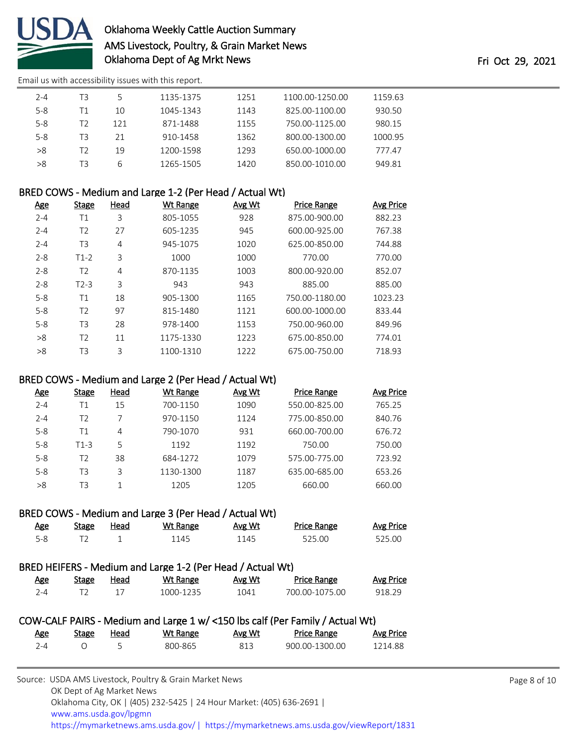| Age | Stage | Head | Wt Range | Avg Wt | Price Range | Avg Price |
|---|---|---|---|---|---|---|
| 2-4 | T3 | 5 | 1135-1375 | 1251 | 1100.00-1250.00 | 1159.63 |
| 5-8 | T1 | 10 | 1045-1343 | 1143 | 825.00-1100.00 | 930.50 |
| 5-8 | T2 | 121 | 871-1488 | 1155 | 750.00-1125.00 | 980.15 |
| 5-8 | T3 | 21 | 910-1458 | 1362 | 800.00-1300.00 | 1000.95 |
| >8 | T2 | 19 | 1200-1598 | 1293 | 650.00-1000.00 | 777.47 |
| >8 | T3 | 6 | 1265-1505 | 1420 | 850.00-1010.00 | 949.81 |

## BRED COWS - Medium and Large 1-2 (Per Head / Actual Wt)

| Age | Stage | Head | Wt Range | Avg Wt | Price Range | Avg Price |
|---|---|---|---|---|---|---|
| 2-4 | T1 | 3 | 805-1055 | 928 | 875.00-900.00 | 882.23 |
| 2-4 | T2 | 27 | 605-1235 | 945 | 600.00-925.00 | 767.38 |
| 2-4 | T3 | 4 | 945-1075 | 1020 | 625.00-850.00 | 744.88 |
| 2-8 | T1-2 | 3 | 1000 | 1000 | 770.00 | 770.00 |
| 2-8 | T2 | 4 | 870-1135 | 1003 | 800.00-920.00 | 852.07 |
| 2-8 | T2-3 | 3 | 943 | 943 | 885.00 | 885.00 |
| 5-8 | T1 | 18 | 905-1300 | 1165 | 750.00-1180.00 | 1023.23 |
| 5-8 | T2 | 97 | 815-1480 | 1121 | 600.00-1000.00 | 833.44 |
| 5-8 | T3 | 28 | 978-1400 | 1153 | 750.00-960.00 | 849.96 |
| >8 | T2 | 11 | 1175-1330 | 1223 | 675.00-850.00 | 774.01 |
| >8 | T3 | 3 | 1100-1310 | 1222 | 675.00-750.00 | 718.93 |

## BRED COWS - Medium and Large 2 (Per Head / Actual Wt)

| Age | Stage | Head | Wt Range | Avg Wt | Price Range | Avg Price |
|---|---|---|---|---|---|---|
| 2-4 | T1 | 15 | 700-1150 | 1090 | 550.00-825.00 | 765.25 |
| 2-4 | T2 | 7 | 970-1150 | 1124 | 775.00-850.00 | 840.76 |
| 5-8 | T1 | 4 | 790-1070 | 931 | 660.00-700.00 | 676.72 |
| 5-8 | T1-3 | 5 | 1192 | 1192 | 750.00 | 750.00 |
| 5-8 | T2 | 38 | 684-1272 | 1079 | 575.00-775.00 | 723.92 |
| 5-8 | T3 | 3 | 1130-1300 | 1187 | 635.00-685.00 | 653.26 |
| >8 | T3 | 1 | 1205 | 1205 | 660.00 | 660.00 |

## BRED COWS - Medium and Large 3 (Per Head / Actual Wt)

| Age | Stage | Head | Wt Range | Avg Wt | Price Range | Avg Price |
|---|---|---|---|---|---|---|
| 5-8 | T2 | 1 | 1145 | 1145 | 525.00 | 525.00 |

## BRED HEIFERS - Medium and Large 1-2 (Per Head / Actual Wt)

| Age | Stage | Head | Wt Range | Avg Wt | Price Range | Avg Price |
|---|---|---|---|---|---|---|
| 2-4 | T2 | 17 | 1000-1235 | 1041 | 700.00-1075.00 | 918.29 |

## COW-CALF PAIRS - Medium and Large 1 w/ <150 lbs calf (Per Family / Actual Wt)

| Age | Stage | Head | Wt Range | Avg Wt | Price Range | Avg Price |
|---|---|---|---|---|---|---|
| 2-4 | O | 5 | 800-865 | 813 | 900.00-1300.00 | 1214.88 |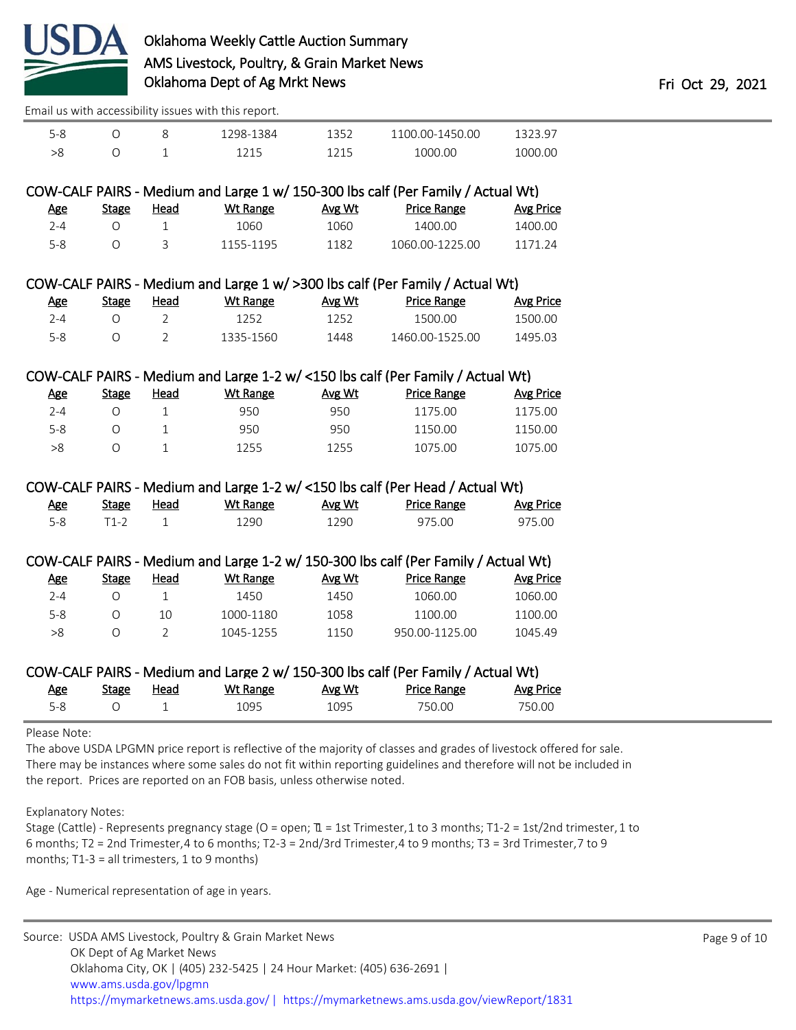Email us with accessibility issues with this report.

| Age | Stage | Head | Wt Range | Avg Wt | Price Range | Avg Price |
|---|---|---|---|---|---|---|
| 5-8 | O | 8 | 1298-1384 | 1352 | 1100.00-1450.00 | 1323.97 |
| >8 | O | 1 | 1215 | 1215 | 1000.00 | 1000.00 |

### COW-CALF PAIRS - Medium and Large 1 w/ 150-300 lbs calf (Per Family / Actual Wt)

| Age | Stage | Head | Wt Range | Avg Wt | Price Range | Avg Price |
|---|---|---|---|---|---|---|
| 2-4 | O | 1 | 1060 | 1060 | 1400.00 | 1400.00 |
| 5-8 | O | 3 | 1155-1195 | 1182 | 1060.00-1225.00 | 1171.24 |

### COW-CALF PAIRS - Medium and Large 1 w/ >300 lbs calf (Per Family / Actual Wt)

| Age | Stage | Head | Wt Range | Avg Wt | Price Range | Avg Price |
|---|---|---|---|---|---|---|
| 2-4 | O | 2 | 1252 | 1252 | 1500.00 | 1500.00 |
| 5-8 | O | 2 | 1335-1560 | 1448 | 1460.00-1525.00 | 1495.03 |

### COW-CALF PAIRS - Medium and Large 1-2 w/ <150 lbs calf (Per Family / Actual Wt)

| Age | Stage | Head | Wt Range | Avg Wt | Price Range | Avg Price |
|---|---|---|---|---|---|---|
| 2-4 | O | 1 | 950 | 950 | 1175.00 | 1175.00 |
| 5-8 | O | 1 | 950 | 950 | 1150.00 | 1150.00 |
| >8 | O | 1 | 1255 | 1255 | 1075.00 | 1075.00 |

### COW-CALF PAIRS - Medium and Large 1-2 w/ <150 lbs calf (Per Head / Actual Wt)

| Age | Stage | Head | Wt Range | Avg Wt | Price Range | Avg Price |
|---|---|---|---|---|---|---|
| 5-8 | T1-2 | 1 | 1290 | 1290 | 975.00 | 975.00 |

### COW-CALF PAIRS - Medium and Large 1-2 w/ 150-300 lbs calf (Per Family / Actual Wt)

| Age | Stage | Head | Wt Range | Avg Wt | Price Range | Avg Price |
|---|---|---|---|---|---|---|
| 2-4 | O | 1 | 1450 | 1450 | 1060.00 | 1060.00 |
| 5-8 | O | 10 | 1000-1180 | 1058 | 1100.00 | 1100.00 |
| >8 | O | 2 | 1045-1255 | 1150 | 950.00-1125.00 | 1045.49 |

### COW-CALF PAIRS - Medium and Large 2 w/ 150-300 lbs calf (Per Family / Actual Wt)

| Age | Stage | Head | Wt Range | Avg Wt | Price Range | Avg Price |
|---|---|---|---|---|---|---|
| 5-8 | O | 1 | 1095 | 1095 | 750.00 | 750.00 |

Please Note:
The above USDA LPGMN price report is reflective of the majority of classes and grades of livestock offered for sale. There may be instances where some sales do not fit within reporting guidelines and therefore will not be included in the report. Prices are reported on an FOB basis, unless otherwise noted.

Explanatory Notes:
Stage (Cattle) - Represents pregnancy stage (O = open; T1 = 1st Trimester, 1 to 3 months; T1-2 = 1st/2nd trimester, 1 to 6 months; T2 = 2nd Trimester, 4 to 6 months; T2-3 = 2nd/3rd Trimester, 4 to 9 months; T3 = 3rd Trimester, 7 to 9 months; T1-3 = all trimesters, 1 to 9 months)

Age - Numerical representation of age in years.

Source: USDA AMS Livestock, Poultry & Grain Market News
OK Dept of Ag Market News
Oklahoma City, OK | (405) 232-5425 | 24 Hour Market: (405) 636-2691 |
www.ams.usda.gov/lpgmn
https://mymarketnews.ams.usda.gov/ | https://mymarketnews.ams.usda.gov/viewReport/1831